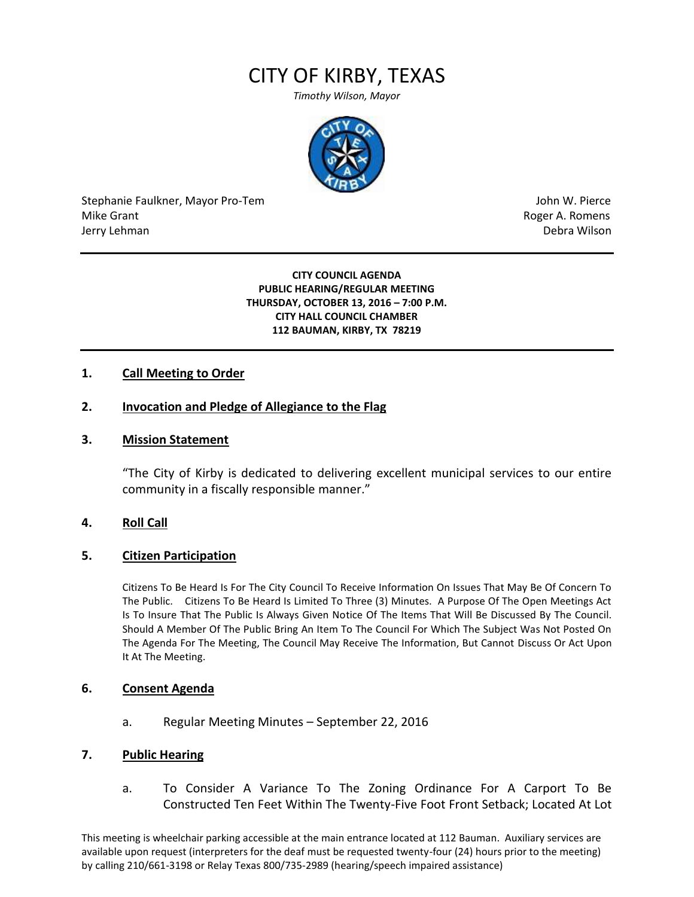# CITY OF KIRBY, TEXAS

*Timothy Wilson, Mayor*

Stephanie Faulkner, Mayor Pro-Tem
Mike Grant
Jerry Lehman

John W. Pierce
Roger A. Romens
Debra Wilson

---

**CITY COUNCIL AGENDA**
**PUBLIC HEARING/REGULAR MEETING**
**THURSDAY, OCTOBER 13, 2016 – 7:00 P.M.**
**CITY HALL COUNCIL CHAMBER**
**112 BAUMAN, KIRBY, TX 78219**

---

**1. Call Meeting to Order**

**2. Invocation and Pledge of Allegiance to the Flag**

**3. Mission Statement**

"The City of Kirby is dedicated to delivering excellent municipal services to our entire community in a fiscally responsible manner."

**4. Roll Call**

**5. Citizen Participation**

Citizens To Be Heard Is For The City Council To Receive Information On Issues That May Be Of Concern To The Public. Citizens To Be Heard Is Limited To Three (3) Minutes. A Purpose Of The Open Meetings Act Is To Insure That The Public Is Always Given Notice Of The Items That Will Be Discussed By The Council. Should A Member Of The Public Bring An Item To The Council For Which The Subject Was Not Posted On The Agenda For The Meeting, The Council May Receive The Information, But Cannot Discuss Or Act Upon It At The Meeting.

**6. Consent Agenda**

a. Regular Meeting Minutes – September 22, 2016

**7. Public Hearing**

a. To Consider A Variance To The Zoning Ordinance For A Carport To Be Constructed Ten Feet Within The Twenty-Five Foot Front Setback; Located At Lot

This meeting is wheelchair parking accessible at the main entrance located at 112 Bauman. Auxiliary services are available upon request (interpreters for the deaf must be requested twenty-four (24) hours prior to the meeting) by calling 210/661-3198 or Relay Texas 800/735-2989 (hearing/speech impaired assistance)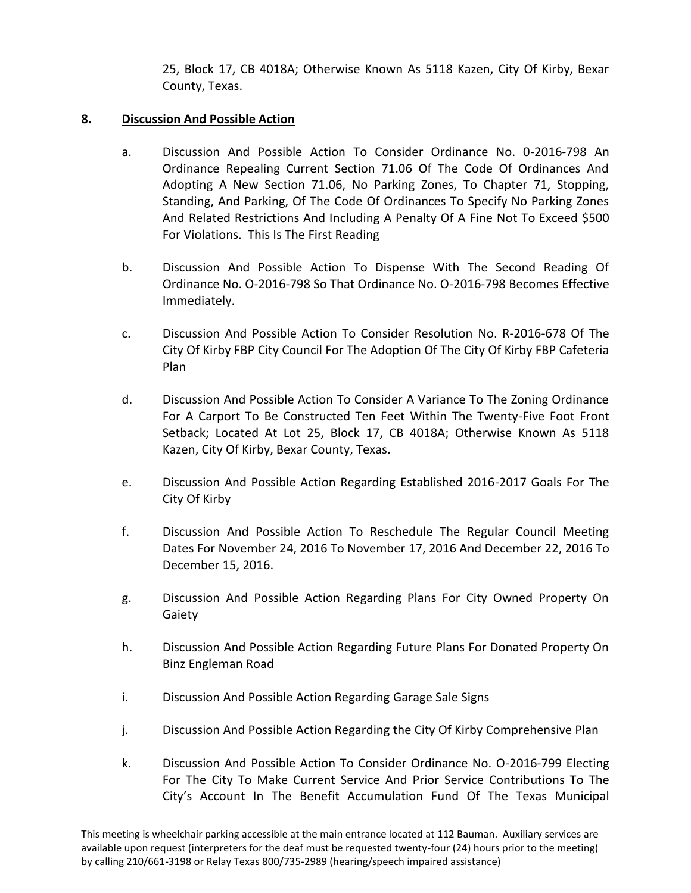25, Block 17, CB 4018A; Otherwise Known As 5118 Kazen, City Of Kirby, Bexar County, Texas.

**8. <u>Discussion And Possible Action</u>**

a. Discussion And Possible Action To Consider Ordinance No. 0-2016-798 An Ordinance Repealing Current Section 71.06 Of The Code Of Ordinances And Adopting A New Section 71.06, No Parking Zones, To Chapter 71, Stopping, Standing, And Parking, Of The Code Of Ordinances To Specify No Parking Zones And Related Restrictions And Including A Penalty Of A Fine Not To Exceed $500 For Violations. This Is The First Reading

b. Discussion And Possible Action To Dispense With The Second Reading Of Ordinance No. O-2016-798 So That Ordinance No. O-2016-798 Becomes Effective Immediately.

c. Discussion And Possible Action To Consider Resolution No. R-2016-678 Of The City Of Kirby FBP City Council For The Adoption Of The City Of Kirby FBP Cafeteria Plan

d. Discussion And Possible Action To Consider A Variance To The Zoning Ordinance For A Carport To Be Constructed Ten Feet Within The Twenty-Five Foot Front Setback; Located At Lot 25, Block 17, CB 4018A; Otherwise Known As 5118 Kazen, City Of Kirby, Bexar County, Texas.

e. Discussion And Possible Action Regarding Established 2016-2017 Goals For The City Of Kirby

f. Discussion And Possible Action To Reschedule The Regular Council Meeting Dates For November 24, 2016 To November 17, 2016 And December 22, 2016 To December 15, 2016.

g. Discussion And Possible Action Regarding Plans For City Owned Property On Gaiety

h. Discussion And Possible Action Regarding Future Plans For Donated Property On Binz Engleman Road

i. Discussion And Possible Action Regarding Garage Sale Signs

j. Discussion And Possible Action Regarding the City Of Kirby Comprehensive Plan

k. Discussion And Possible Action To Consider Ordinance No. O-2016-799 Electing For The City To Make Current Service And Prior Service Contributions To The City's Account In The Benefit Accumulation Fund Of The Texas Municipal

This meeting is wheelchair parking accessible at the main entrance located at 112 Bauman. Auxiliary services are available upon request (interpreters for the deaf must be requested twenty-four (24) hours prior to the meeting) by calling 210/661-3198 or Relay Texas 800/735-2989 (hearing/speech impaired assistance)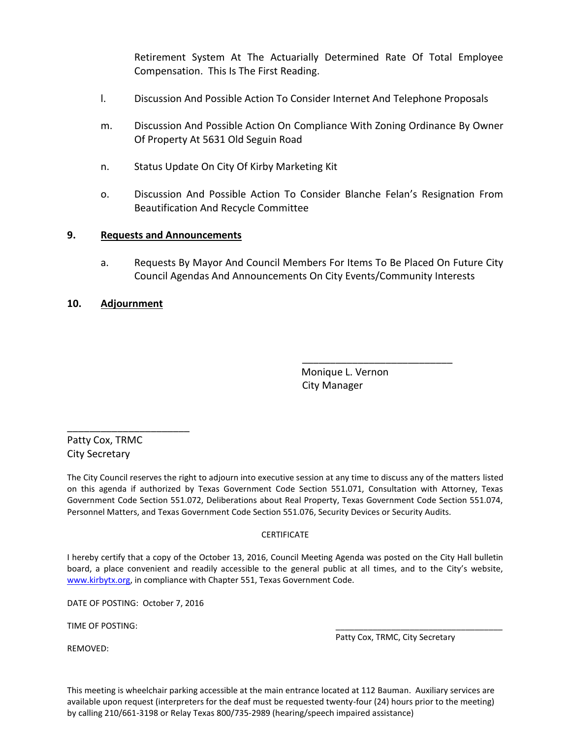Retirement System At The Actuarially Determined Rate Of Total Employee Compensation. This Is The First Reading.

l. Discussion And Possible Action To Consider Internet And Telephone Proposals

m. Discussion And Possible Action On Compliance With Zoning Ordinance By Owner Of Property At 5631 Old Seguin Road

n. Status Update On City Of Kirby Marketing Kit

o. Discussion And Possible Action To Consider Blanche Felan's Resignation From Beautification And Recycle Committee

## 9. Requests and Announcements

a. Requests By Mayor And Council Members For Items To Be Placed On Future City Council Agendas And Announcements On City Events/Community Interests

## 10. Adjournment

___________________________

Monique L. Vernon
City Manager

_______________________

Patty Cox, TRMC
City Secretary

The City Council reserves the right to adjourn into executive session at any time to discuss any of the matters listed on this agenda if authorized by Texas Government Code Section 551.071, Consultation with Attorney, Texas Government Code Section 551.072, Deliberations about Real Property, Texas Government Code Section 551.074, Personnel Matters, and Texas Government Code Section 551.076, Security Devices or Security Audits.

CERTIFICATE

I hereby certify that a copy of the October 13, 2016, Council Meeting Agenda was posted on the City Hall bulletin board, a place convenient and readily accessible to the general public at all times, and to the City's website, www.kirbytx.org, in compliance with Chapter 551, Texas Government Code.

DATE OF POSTING: October 7, 2016

TIME OF POSTING:

___________________________________

Patty Cox, TRMC, City Secretary

REMOVED:

This meeting is wheelchair parking accessible at the main entrance located at 112 Bauman. Auxiliary services are available upon request (interpreters for the deaf must be requested twenty-four (24) hours prior to the meeting) by calling 210/661-3198 or Relay Texas 800/735-2989 (hearing/speech impaired assistance)